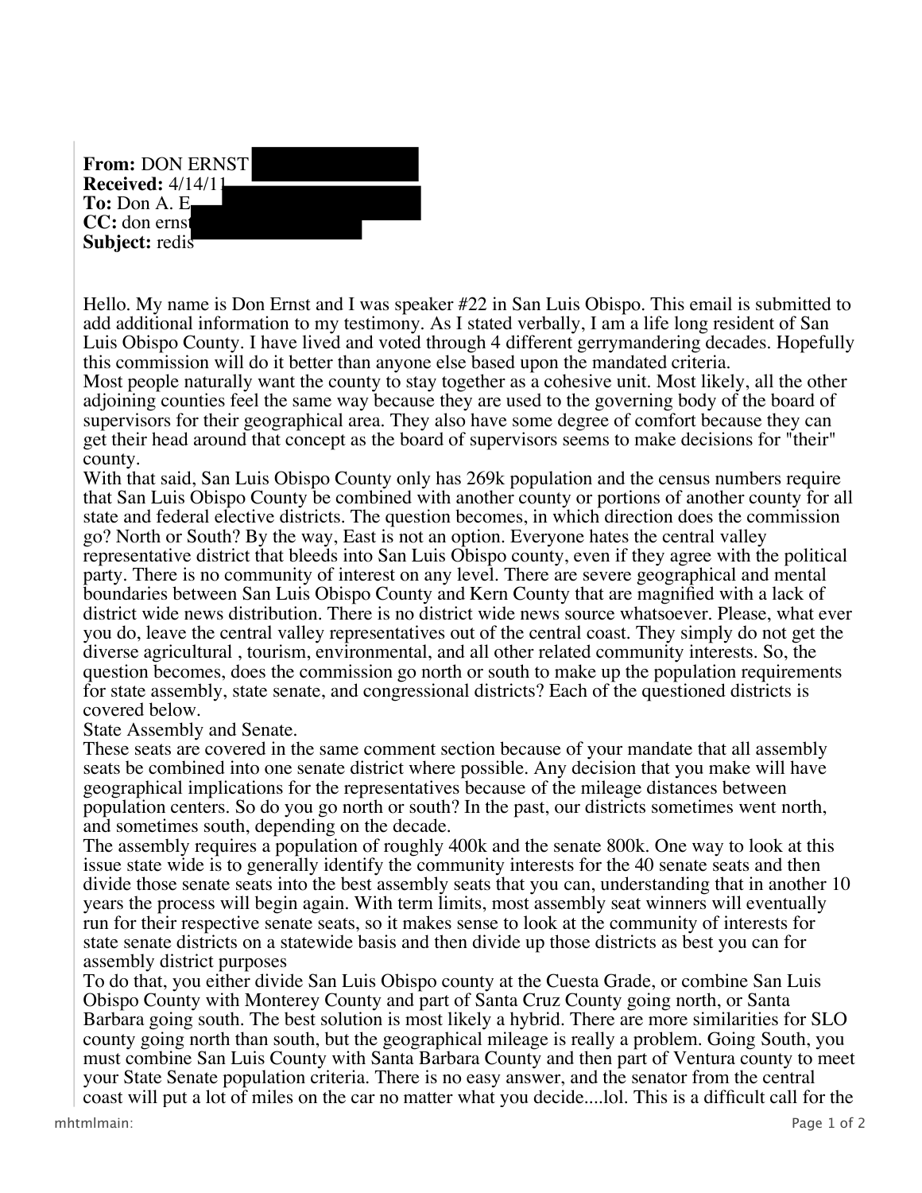**From:** DON ERNST
**Received:** 4/14/11
**To:** Don A. E
**CC:** don ernst
**Subject:** redis

Hello. My name is Don Ernst and I was speaker #22 in San Luis Obispo. This email is submitted to add additional information to my testimony. As I stated verbally, I am a life long resident of San Luis Obispo County. I have lived and voted through 4 different gerrymandering decades. Hopefully this commission will do it better than anyone else based upon the mandated criteria.

Most people naturally want the county to stay together as a cohesive unit. Most likely, all the other adjoining counties feel the same way because they are used to the governing body of the board of supervisors for their geographical area. They also have some degree of comfort because they can get their head around that concept as the board of supervisors seems to make decisions for "their" county.

With that said, San Luis Obispo County only has 269k population and the census numbers require that San Luis Obispo County be combined with another county or portions of another county for all state and federal elective districts. The question becomes, in which direction does the commission go? North or South? By the way, East is not an option. Everyone hates the central valley representative district that bleeds into San Luis Obispo county, even if they agree with the political party. There is no community of interest on any level. There are severe geographical and mental boundaries between San Luis Obispo County and Kern County that are magnified with a lack of district wide news distribution. There is no district wide news source whatsoever. Please, what ever you do, leave the central valley representatives out of the central coast. They simply do not get the diverse agricultural , tourism, environmental, and all other related community interests. So, the question becomes, does the commission go north or south to make up the population requirements for state assembly, state senate, and congressional districts? Each of the questioned districts is covered below.

State Assembly and Senate.

These seats are covered in the same comment section because of your mandate that all assembly seats be combined into one senate district where possible. Any decision that you make will have geographical implications for the representatives because of the mileage distances between population centers. So do you go north or south? In the past, our districts sometimes went north, and sometimes south, depending on the decade.

The assembly requires a population of roughly 400k and the senate 800k. One way to look at this issue state wide is to generally identify the community interests for the 40 senate seats and then divide those senate seats into the best assembly seats that you can, understanding that in another 10 years the process will begin again. With term limits, most assembly seat winners will eventually run for their respective senate seats, so it makes sense to look at the community of interests for state senate districts on a statewide basis and then divide up those districts as best you can for assembly district purposes

To do that, you either divide San Luis Obispo county at the Cuesta Grade, or combine San Luis Obispo County with Monterey County and part of Santa Cruz County going north, or Santa Barbara going south. The best solution is most likely a hybrid. There are more similarities for SLO county going north than south, but the geographical mileage is really a problem. Going South, you must combine San Luis County with Santa Barbara County and then part of Ventura county to meet your State Senate population criteria. There is no easy answer, and the senator from the central coast will put a lot of miles on the car no matter what you decide....lol. This is a difficult call for the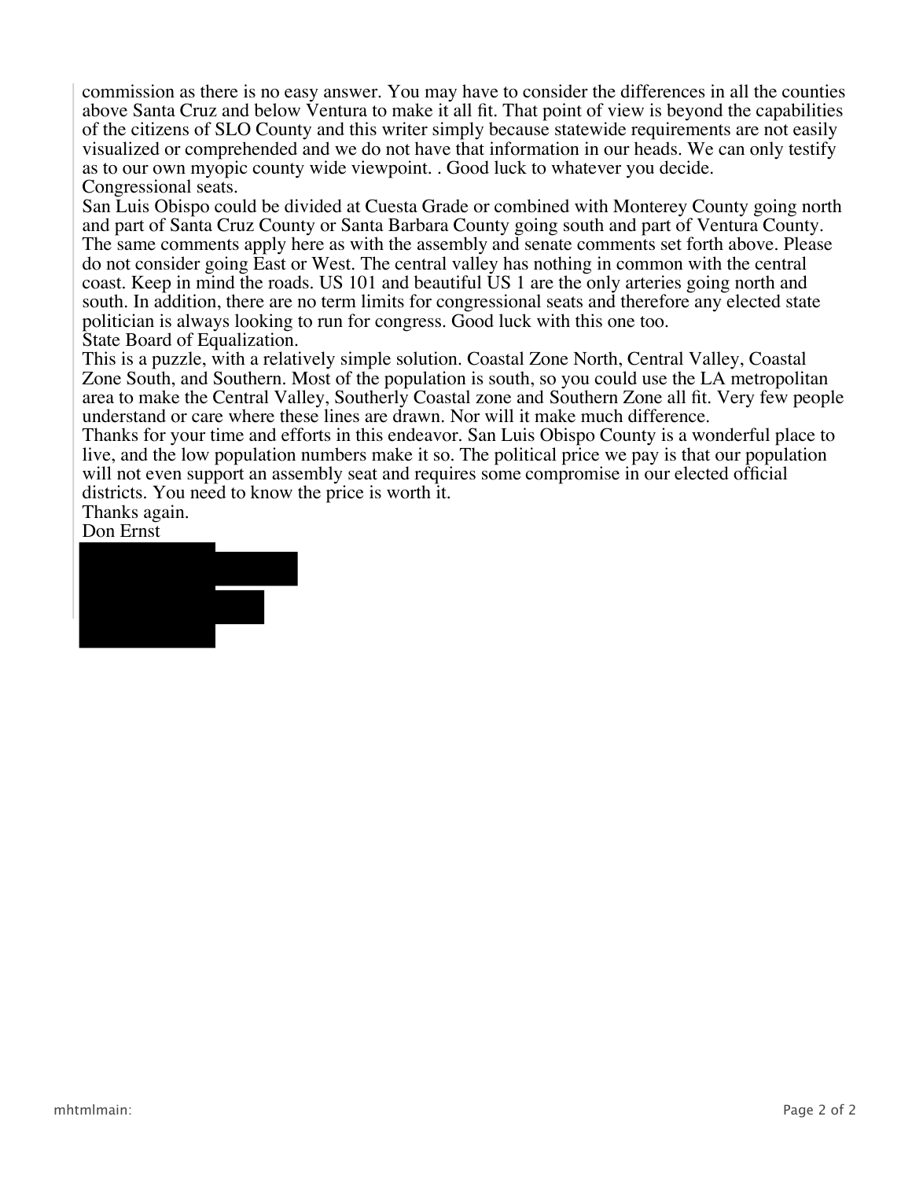commission as there is no easy answer. You may have to consider the differences in all the counties above Santa Cruz and below Ventura to make it all fit. That point of view is beyond the capabilities of the citizens of SLO County and this writer simply because statewide requirements are not easily visualized or comprehended and we do not have that information in our heads. We can only testify as to our own myopic county wide viewpoint. . Good luck to whatever you decide.

Congressional seats.

San Luis Obispo could be divided at Cuesta Grade or combined with Monterey County going north and part of Santa Cruz County or Santa Barbara County going south and part of Ventura County. The same comments apply here as with the assembly and senate comments set forth above. Please do not consider going East or West. The central valley has nothing in common with the central coast. Keep in mind the roads. US 101 and beautiful US 1 are the only arteries going north and south. In addition, there are no term limits for congressional seats and therefore any elected state politician is always looking to run for congress. Good luck with this one too.

State Board of Equalization.

This is a puzzle, with a relatively simple solution. Coastal Zone North, Central Valley, Coastal Zone South, and Southern. Most of the population is south, so you could use the LA metropolitan area to make the Central Valley, Southerly Coastal zone and Southern Zone all fit. Very few people understand or care where these lines are drawn. Nor will it make much difference.

Thanks for your time and efforts in this endeavor. San Luis Obispo County is a wonderful place to live, and the low population numbers make it so. The political price we pay is that our population will not even support an assembly seat and requires some compromise in our elected official districts. You need to know the price is worth it.

Thanks again.

Don Ernst